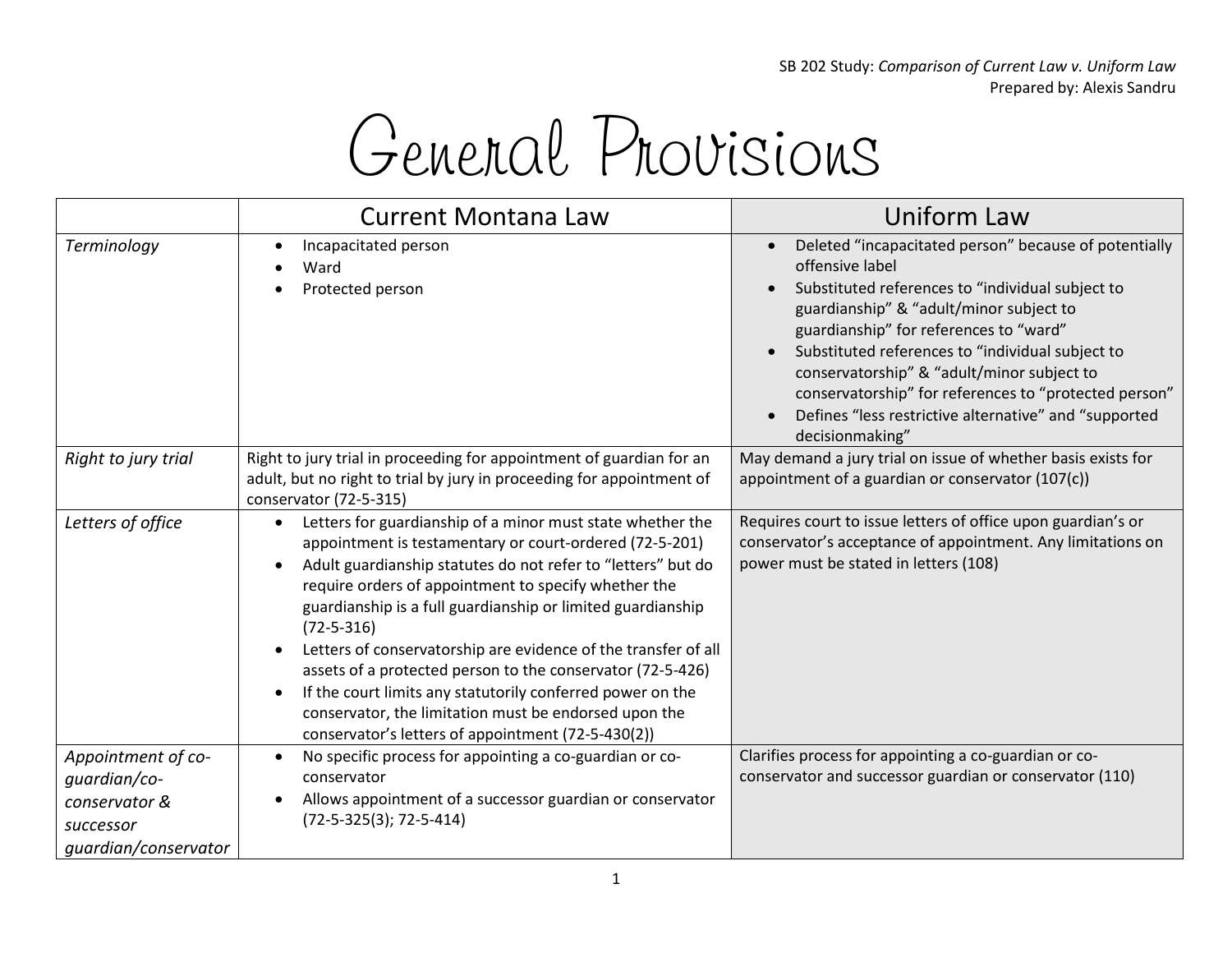SB 202 Study: *Comparison of Current Law v. Uniform Law*
Prepared by: Alexis Sandru

# General Provisions

| | Current Montana Law | Uniform Law |
|---|---|---|
| *Terminology* | • Incapacitated person<br>• Ward<br>• Protected person | • Deleted "incapacitated person" because of potentially offensive label<br>• Substituted references to "individual subject to guardianship" & "adult/minor subject to guardianship" for references to "ward"<br>• Substituted references to "individual subject to conservatorship" & "adult/minor subject to conservatorship" for references to "protected person"<br>• Defines "less restrictive alternative" and "supported decisionmaking" |
| *Right to jury trial* | Right to jury trial in proceeding for appointment of guardian for an adult, but no right to trial by jury in proceeding for appointment of conservator (72-5-315) | May demand a jury trial on issue of whether basis exists for appointment of a guardian or conservator (107(c)) |
| *Letters of office* | • Letters for guardianship of a minor must state whether the appointment is testamentary or court-ordered (72-5-201)<br>• Adult guardianship statutes do not refer to "letters" but do require orders of appointment to specify whether the guardianship is a full guardianship or limited guardianship (72-5-316)<br>• Letters of conservatorship are evidence of the transfer of all assets of a protected person to the conservator (72-5-426)<br>• If the court limits any statutorily conferred power on the conservator, the limitation must be endorsed upon the conservator's letters of appointment (72-5-430(2)) | Requires court to issue letters of office upon guardian's or conservator's acceptance of appointment. Any limitations on power must be stated in letters (108) |
| *Appointment of co-guardian/co-conservator & successor guardian/conservator* | • No specific process for appointing a co-guardian or co-conservator<br>• Allows appointment of a successor guardian or conservator (72-5-325(3); 72-5-414) | Clarifies process for appointing a co-guardian or co-conservator and successor guardian or conservator (110) |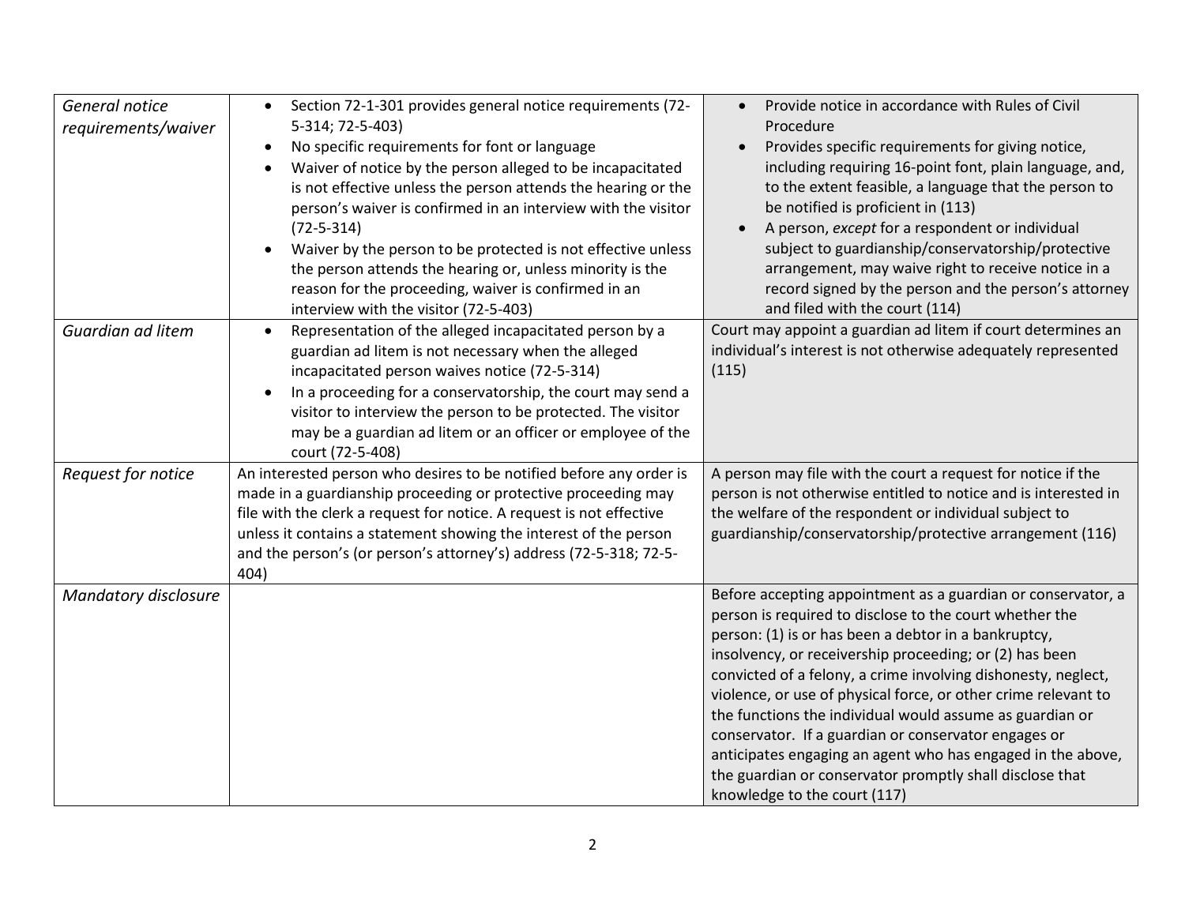| | | |
|---|---|---|
| *General notice requirements/waiver* | • Section 72-1-301 provides general notice requirements (72-5-314; 72-5-403)<br>• No specific requirements for font or language<br>• Waiver of notice by the person alleged to be incapacitated is not effective unless the person attends the hearing or the person's waiver is confirmed in an interview with the visitor (72-5-314)<br>• Waiver by the person to be protected is not effective unless the person attends the hearing or, unless minority is the reason for the proceeding, waiver is confirmed in an interview with the visitor (72-5-403) | • Provide notice in accordance with Rules of Civil Procedure<br>• Provides specific requirements for giving notice, including requiring 16-point font, plain language, and, to the extent feasible, a language that the person to be notified is proficient in (113)<br>• A person, *except* for a respondent or individual subject to guardianship/conservatorship/protective arrangement, may waive right to receive notice in a record signed by the person and the person's attorney and filed with the court (114) |
| *Guardian ad litem* | • Representation of the alleged incapacitated person by a guardian ad litem is not necessary when the alleged incapacitated person waives notice (72-5-314)<br>• In a proceeding for a conservatorship, the court may send a visitor to interview the person to be protected. The visitor may be a guardian ad litem or an officer or employee of the court (72-5-408) | Court may appoint a guardian ad litem if court determines an individual's interest is not otherwise adequately represented (115) |
| *Request for notice* | An interested person who desires to be notified before any order is made in a guardianship proceeding or protective proceeding may file with the clerk a request for notice. A request is not effective unless it contains a statement showing the interest of the person and the person's (or person's attorney's) address (72-5-318; 72-5-404) | A person may file with the court a request for notice if the person is not otherwise entitled to notice and is interested in the welfare of the respondent or individual subject to guardianship/conservatorship/protective arrangement (116) |
| *Mandatory disclosure* | | Before accepting appointment as a guardian or conservator, a person is required to disclose to the court whether the person: (1) is or has been a debtor in a bankruptcy, insolvency, or receivership proceeding; or (2) has been convicted of a felony, a crime involving dishonesty, neglect, violence, or use of physical force, or other crime relevant to the functions the individual would assume as guardian or conservator. If a guardian or conservator engages or anticipates engaging an agent who has engaged in the above, the guardian or conservator promptly shall disclose that knowledge to the court (117) |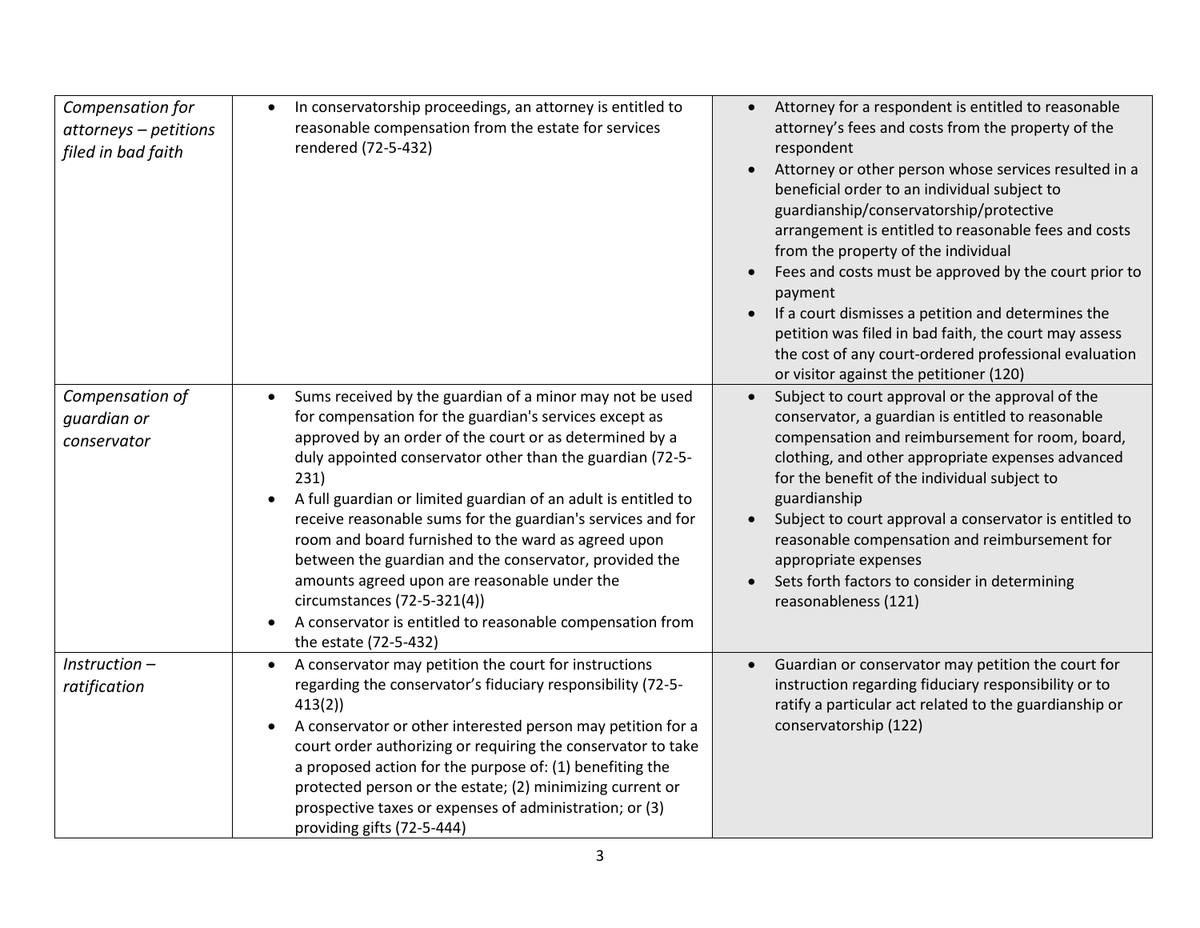| | | |
|---|---|---|
| *Compensation for attorneys – petitions filed in bad faith* | • In conservatorship proceedings, an attorney is entitled to reasonable compensation from the estate for services rendered (72-5-432) | • Attorney for a respondent is entitled to reasonable attorney's fees and costs from the property of the respondent<br>• Attorney or other person whose services resulted in a beneficial order to an individual subject to guardianship/conservatorship/protective arrangement is entitled to reasonable fees and costs from the property of the individual<br>• Fees and costs must be approved by the court prior to payment<br>• If a court dismisses a petition and determines the petition was filed in bad faith, the court may assess the cost of any court-ordered professional evaluation or visitor against the petitioner (120) |
| *Compensation of guardian or conservator* | • Sums received by the guardian of a minor may not be used for compensation for the guardian's services except as approved by an order of the court or as determined by a duly appointed conservator other than the guardian (72-5-231)<br>• A full guardian or limited guardian of an adult is entitled to receive reasonable sums for the guardian's services and for room and board furnished to the ward as agreed upon between the guardian and the conservator, provided the amounts agreed upon are reasonable under the circumstances (72-5-321(4))<br>• A conservator is entitled to reasonable compensation from the estate (72-5-432) | • Subject to court approval or the approval of the conservator, a guardian is entitled to reasonable compensation and reimbursement for room, board, clothing, and other appropriate expenses advanced for the benefit of the individual subject to guardianship<br>• Subject to court approval a conservator is entitled to reasonable compensation and reimbursement for appropriate expenses<br>• Sets forth factors to consider in determining reasonableness (121) |
| *Instruction – ratification* | • A conservator may petition the court for instructions regarding the conservator's fiduciary responsibility (72-5-413(2))<br>• A conservator or other interested person may petition for a court order authorizing or requiring the conservator to take a proposed action for the purpose of: (1) benefiting the protected person or the estate; (2) minimizing current or prospective taxes or expenses of administration; or (3) providing gifts (72-5-444) | • Guardian or conservator may petition the court for instruction regarding fiduciary responsibility or to ratify a particular act related to the guardianship or conservatorship (122) |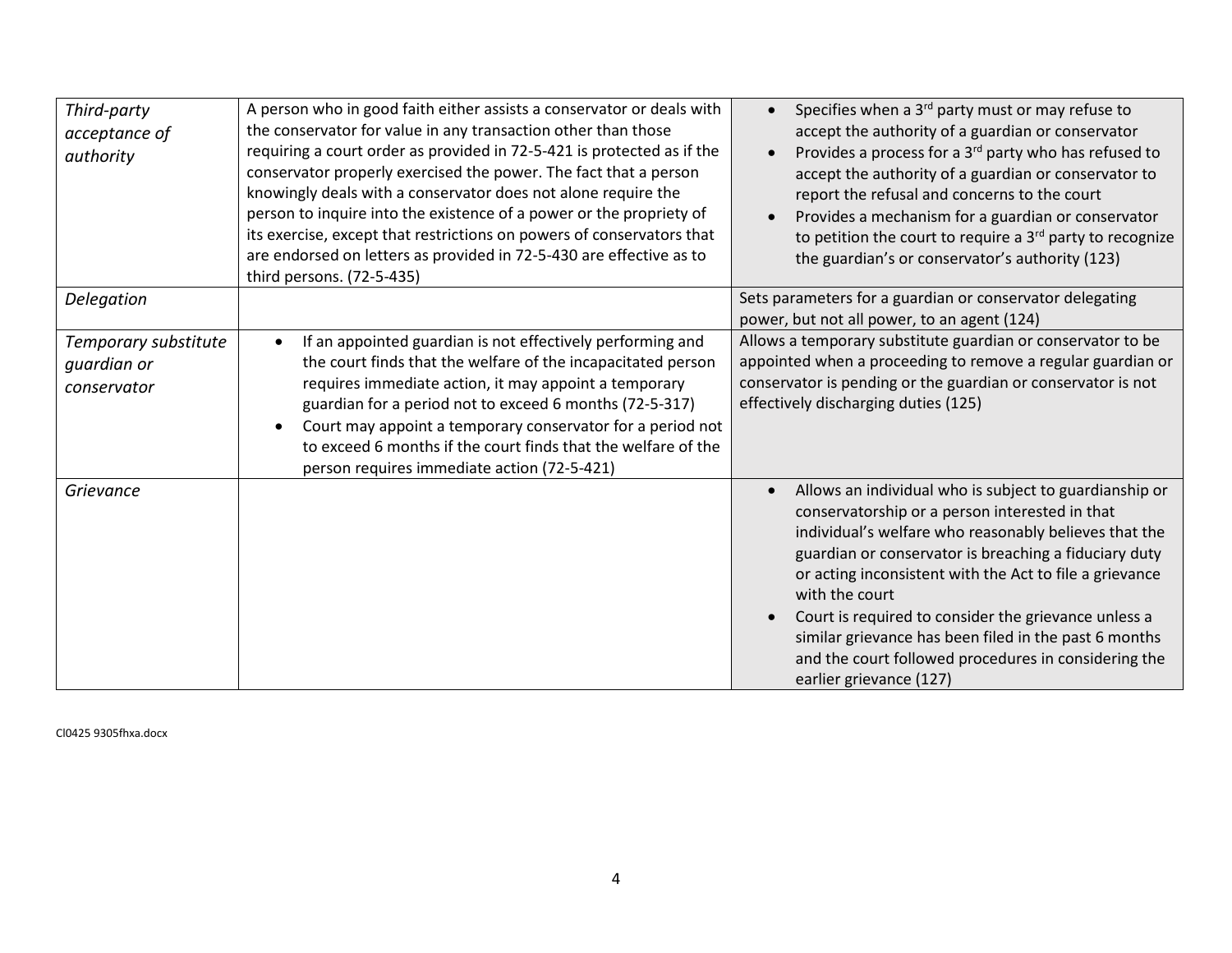| | | |
|---|---|---|
| *Third-party acceptance of authority* | A person who in good faith either assists a conservator or deals with the conservator for value in any transaction other than those requiring a court order as provided in 72-5-421 is protected as if the conservator properly exercised the power. The fact that a person knowingly deals with a conservator does not alone require the person to inquire into the existence of a power or the propriety of its exercise, except that restrictions on powers of conservators that are endorsed on letters as provided in 72-5-430 are effective as to third persons. (72-5-435) | • Specifies when a 3rd party must or may refuse to accept the authority of a guardian or conservator<br>• Provides a process for a 3rd party who has refused to accept the authority of a guardian or conservator to report the refusal and concerns to the court<br>• Provides a mechanism for a guardian or conservator to petition the court to require a 3rd party to recognize the guardian's or conservator's authority (123) |
| *Delegation* | | Sets parameters for a guardian or conservator delegating power, but not all power, to an agent (124) |
| *Temporary substitute guardian or conservator* | • If an appointed guardian is not effectively performing and the court finds that the welfare of the incapacitated person requires immediate action, it may appoint a temporary guardian for a period not to exceed 6 months (72-5-317)<br>• Court may appoint a temporary conservator for a period not to exceed 6 months if the court finds that the welfare of the person requires immediate action (72-5-421) | Allows a temporary substitute guardian or conservator to be appointed when a proceeding to remove a regular guardian or conservator is pending or the guardian or conservator is not effectively discharging duties (125) |
| *Grievance* | | • Allows an individual who is subject to guardianship or conservatorship or a person interested in that individual's welfare who reasonably believes that the guardian or conservator is breaching a fiduciary duty or acting inconsistent with the Act to file a grievance with the court<br>• Court is required to consider the grievance unless a similar grievance has been filed in the past 6 months and the court followed procedures in considering the earlier grievance (127) |

Cl0425 9305fhxa.docx